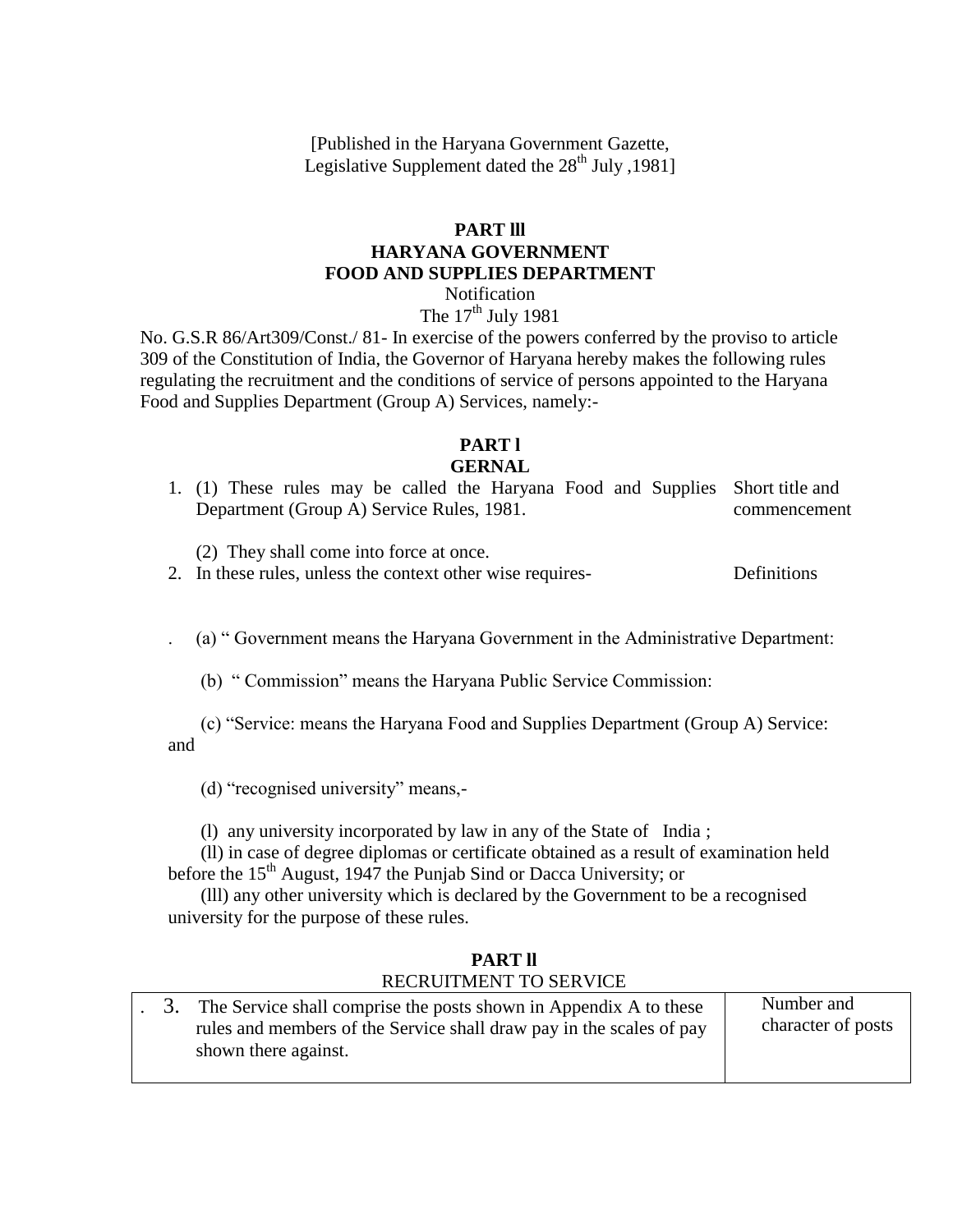[Published in the Haryana Government Gazette, Legislative Supplement dated the 28th July ,1981]

**PART lll**
**HARYANA GOVERNMENT**
**FOOD AND SUPPLIES DEPARTMENT**

Notification

The 17th July 1981

No. G.S.R 86/Art309/Const./ 81- In exercise of the powers conferred by the proviso to article 309 of the Constitution of India, the Governor of Haryana hereby makes the following rules regulating the recruitment and the conditions of service of persons appointed to the Haryana Food and Supplies Department (Group A) Services, namely:-

## PART l
## GERNAL

1. (1) These rules may be called the Haryana Food and Supplies Department (Group A) Service Rules, 1981. — *Short title and commencement*

   (2) They shall come into force at once.

2. In these rules, unless the context other wise requires- — *Definitions*

   (a) " Government means the Haryana Government in the Administrative Department:

   (b) " Commission" means the Haryana Public Service Commission:

   (c) "Service: means the Haryana Food and Supplies Department (Group A) Service: and

   (d) "recognised university" means,-

   (l) any university incorporated by law in any of the State of India ;

   (ll) in case of degree diplomas or certificate obtained as a result of examination held before the 15th August, 1947 the Punjab Sind or Dacca University; or

   (lll) any other university which is declared by the Government to be a recognised university for the purpose of these rules.

## PART ll
RECRUITMENT TO SERVICE

| | |
|---|---|
| 3. The Service shall comprise the posts shown in Appendix A to these rules and members of the Service shall draw pay in the scales of pay shown there against. | Number and character of posts |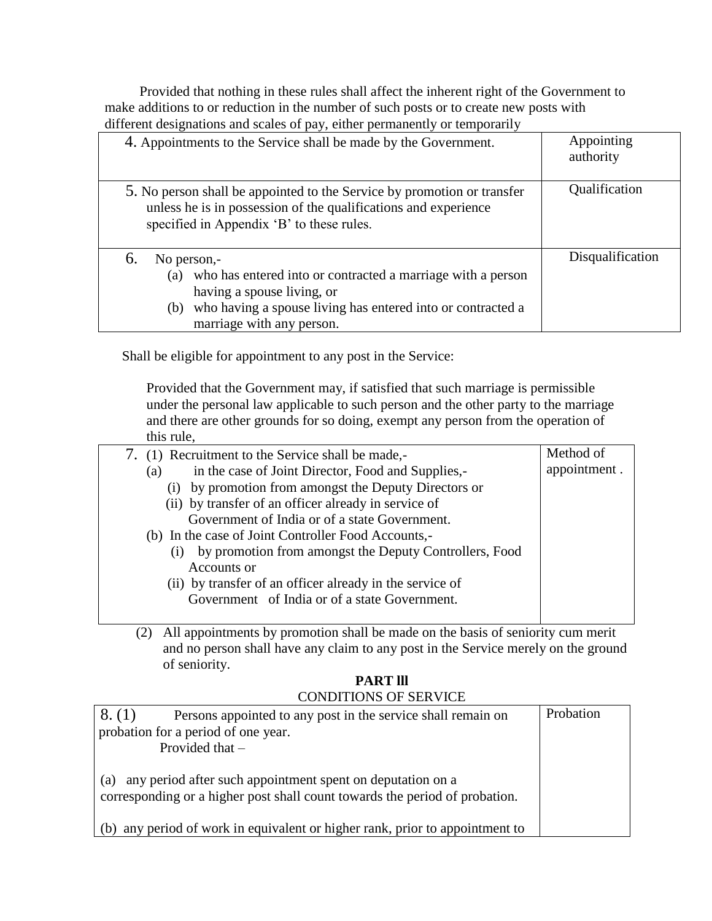Provided that nothing in these rules shall affect the inherent right of the Government to make additions to or reduction in the number of such posts or to create new posts with different designations and scales of pay, either permanently or temporarily

| | |
|---|---|
| 4. Appointments to the Service shall be made by the Government. | Appointing authority |
| 5. No person shall be appointed to the Service by promotion or transfer unless he is in possession of the qualifications and experience specified in Appendix 'B' to these rules. | Qualification |
| 6. No person,- (a) who has entered into or contracted a marriage with a person having a spouse living, or (b) who having a spouse living has entered into or contracted a marriage with any person. | Disqualification |

Shall be eligible for appointment to any post in the Service:

Provided that the Government may, if satisfied that such marriage is permissible under the personal law applicable to such person and the other party to the marriage and there are other grounds for so doing, exempt any person from the operation of this rule,

| | |
|---|---|
| 7. (1) Recruitment to the Service shall be made,- (a) in the case of Joint Director, Food and Supplies,- (i) by promotion from amongst the Deputy Directors or (ii) by transfer of an officer already in service of Government of India or of a state Government. (b) In the case of Joint Controller Food Accounts,- (i) by promotion from amongst the Deputy Controllers, Food Accounts or (ii) by transfer of an officer already in the service of Government of India or of a state Government. | Method of appointment . |

(2) All appointments by promotion shall be made on the basis of seniority cum merit and no person shall have any claim to any post in the Service merely on the ground of seniority.

## PART lll

### CONDITIONS OF SERVICE

| | |
|---|---|
| 8. (1) Persons appointed to any post in the service shall remain on probation for a period of one year. Provided that – (a) any period after such appointment spent on deputation on a corresponding or a higher post shall count towards the period of probation. (b) any period of work in equivalent or higher rank, prior to appointment to | Probation |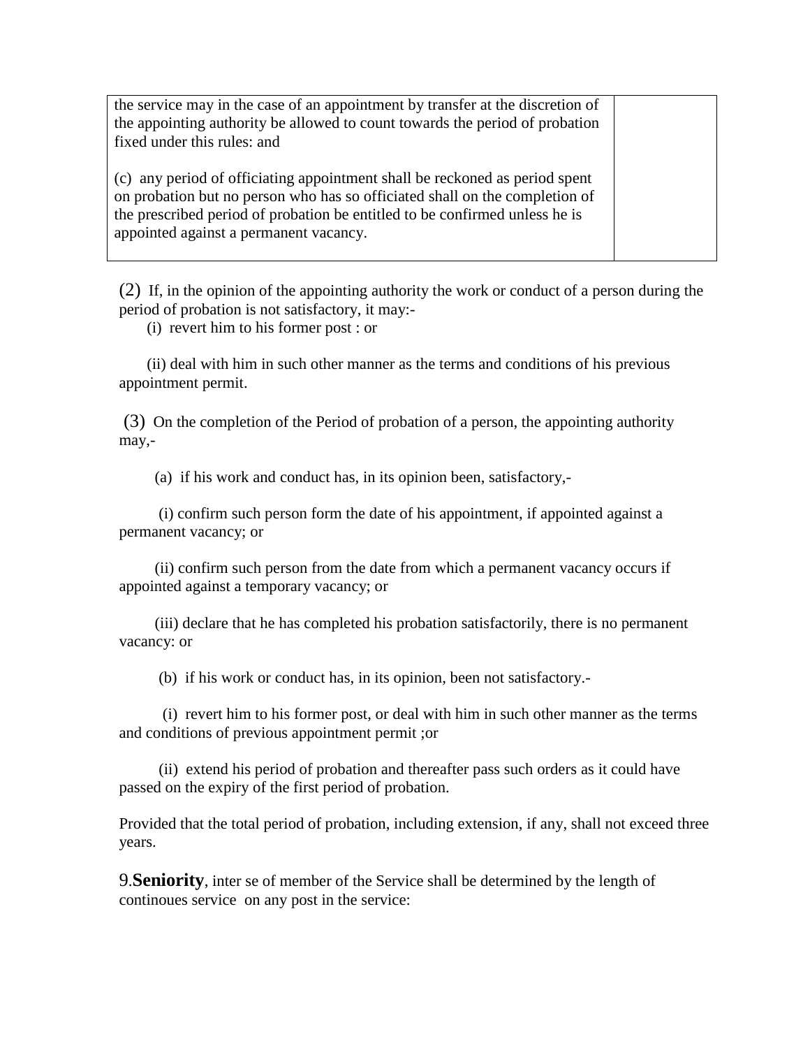| | |
|---|---|
| the service may in the case of an appointment by transfer at the discretion of the appointing authority be allowed to count towards the period of probation fixed under this rules: and<br><br>(c) any period of officiating appointment shall be reckoned as period spent on probation but no person who has so officiated shall on the completion of the prescribed period of probation be entitled to be confirmed unless he is appointed against a permanent vacancy. | |

(2) If, in the opinion of the appointing authority the work or conduct of a person during the period of probation is not satisfactory, it may:-

(i) revert him to his former post : or

(ii) deal with him in such other manner as the terms and conditions of his previous appointment permit.

(3) On the completion of the Period of probation of a person, the appointing authority may,-

(a) if his work and conduct has, in its opinion been, satisfactory,-

(i) confirm such person form the date of his appointment, if appointed against a permanent vacancy; or

(ii) confirm such person from the date from which a permanent vacancy occurs if appointed against a temporary vacancy; or

(iii) declare that he has completed his probation satisfactorily, there is no permanent vacancy: or

(b) if his work or conduct has, in its opinion, been not satisfactory.-

(i) revert him to his former post, or deal with him in such other manner as the terms and conditions of previous appointment permit ;or

(ii) extend his period of probation and thereafter pass such orders as it could have passed on the expiry of the first period of probation.

Provided that the total period of probation, including extension, if any, shall not exceed three years.

9.**Seniority**, inter se of member of the Service shall be determined by the length of continoues service on any post in the service: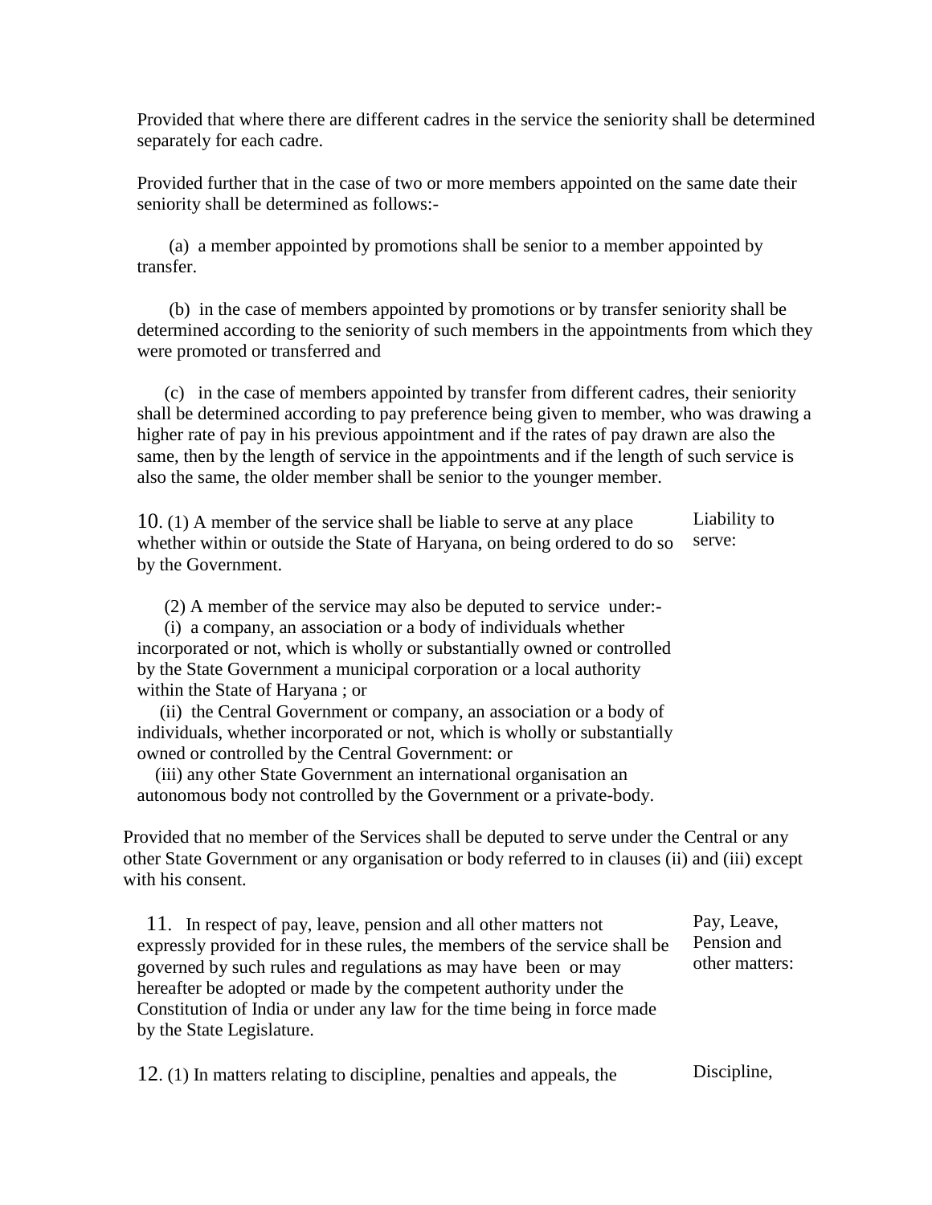Provided that where there are different cadres in the service the seniority shall be determined separately for each cadre.

Provided further that in the case of two or more members appointed on the same date their seniority shall be determined as follows:-

(a) a member appointed by promotions shall be senior to a member appointed by transfer.

(b) in the case of members appointed by promotions or by transfer seniority shall be determined according to the seniority of such members in the appointments from which they were promoted or transferred and

(c) in the case of members appointed by transfer from different cadres, their seniority shall be determined according to pay preference being given to member, who was drawing a higher rate of pay in his previous appointment and if the rates of pay drawn are also the same, then by the length of service in the appointments and if the length of such service is also the same, the older member shall be senior to the younger member.

**Liability to serve:**

10. (1) A member of the service shall be liable to serve at any place whether within or outside the State of Haryana, on being ordered to do so by the Government.

(2) A member of the service may also be deputed to service under:-

(i) a company, an association or a body of individuals whether incorporated or not, which is wholly or substantially owned or controlled by the State Government a municipal corporation or a local authority within the State of Haryana ; or

(ii) the Central Government or company, an association or a body of individuals, whether incorporated or not, which is wholly or substantially owned or controlled by the Central Government: or

(iii) any other State Government an international organisation an autonomous body not controlled by the Government or a private-body.

Provided that no member of the Services shall be deputed to serve under the Central or any other State Government or any organisation or body referred to in clauses (ii) and (iii) except with his consent.

**Pay, Leave, Pension and other matters:**

11. In respect of pay, leave, pension and all other matters not expressly provided for in these rules, the members of the service shall be governed by such rules and regulations as may have been or may hereafter be adopted or made by the competent authority under the Constitution of India or under any law for the time being in force made by the State Legislature.

**Discipline,**

12. (1) In matters relating to discipline, penalties and appeals, the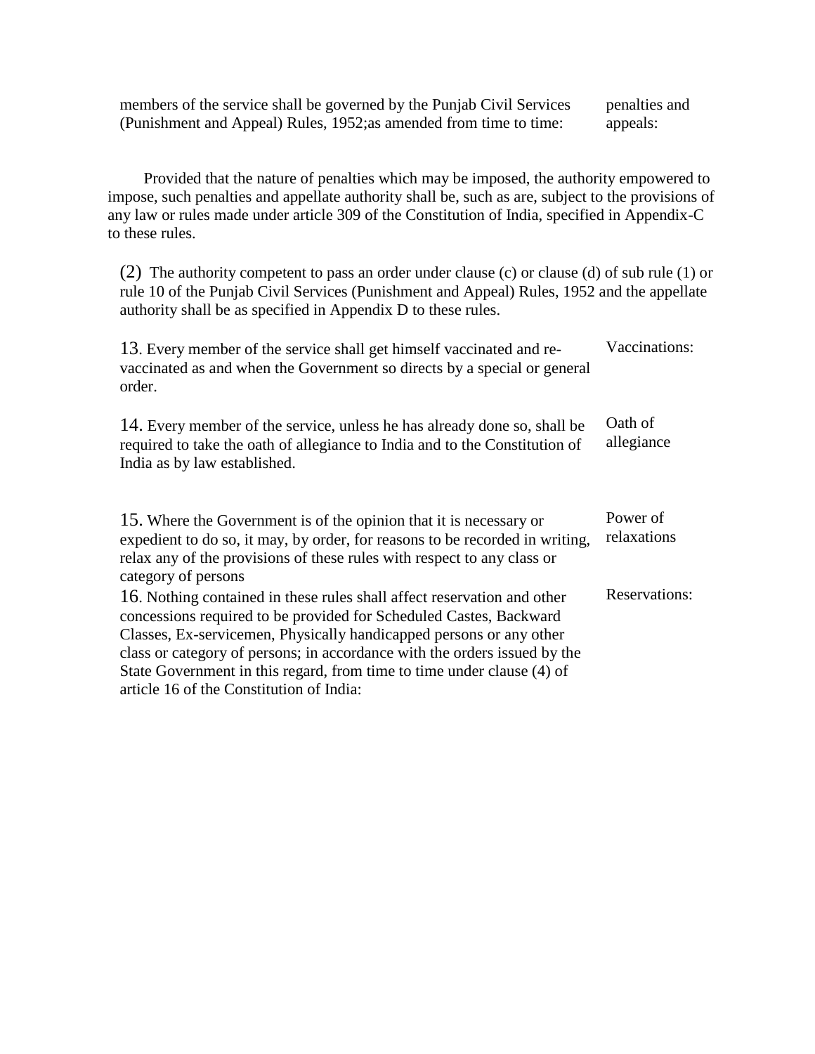members of the service shall be governed by the Punjab Civil Services (Punishment and Appeal) Rules, 1952;as amended from time to time: — penalties and appeals:

Provided that the nature of penalties which may be imposed, the authority empowered to impose, such penalties and appellate authority shall be, such as are, subject to the provisions of any law or rules made under article 309 of the Constitution of India, specified in Appendix-C to these rules.

(2) The authority competent to pass an order under clause (c) or clause (d) of sub rule (1) or rule 10 of the Punjab Civil Services (Punishment and Appeal) Rules, 1952 and the appellate authority shall be as specified in Appendix D to these rules.

13. Every member of the service shall get himself vaccinated and re-vaccinated as and when the Government so directs by a special or general order. — Vaccinations:

14. Every member of the service, unless he has already done so, shall be required to take the oath of allegiance to India and to the Constitution of India as by law established. — Oath of allegiance

15. Where the Government is of the opinion that it is necessary or expedient to do so, it may, by order, for reasons to be recorded in writing, relax any of the provisions of these rules with respect to any class or category of persons — Power of relaxations

16. Nothing contained in these rules shall affect reservation and other concessions required to be provided for Scheduled Castes, Backward Classes, Ex-servicemen, Physically handicapped persons or any other class or category of persons; in accordance with the orders issued by the State Government in this regard, from time to time under clause (4) of article 16 of the Constitution of India: — Reservations: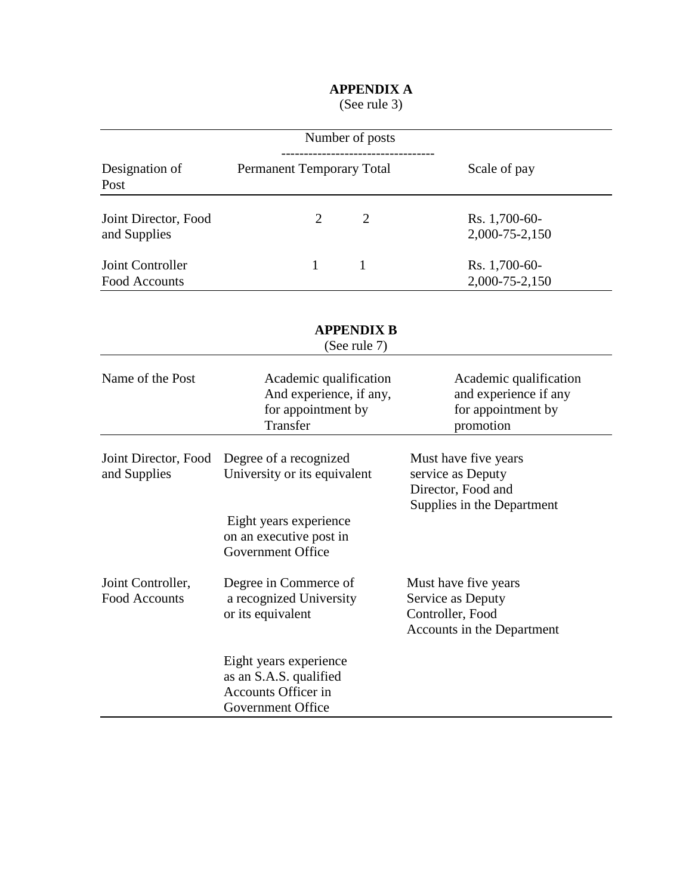**APPENDIX A**
(See rule 3)

| Designation of Post | Number of posts | | | Scale of pay |
|---|---|---|---|---|
| | Permanent | Temporary | Total | |
| Joint Director, Food and Supplies | | 2 | 2 | Rs. 1,700-60-2,000-75-2,150 |
| Joint Controller Food Accounts | | 1 | 1 | Rs. 1,700-60-2,000-75-2,150 |

**APPENDIX B**
(See rule 7)

| Name of the Post | Academic qualification And experience, if any, for appointment by Transfer | Academic qualification and experience if any for appointment by promotion |
|---|---|---|
| Joint Director, Food and Supplies | Degree of a recognized University or its equivalent | Must have five years service as Deputy Director, Food and Supplies in the Department |
| | Eight years experience on an executive post in Government Office | |
| Joint Controller, Food Accounts | Degree in Commerce of a recognized University or its equivalent | Must have five years Service as Deputy Controller, Food Accounts in the Department |
| | Eight years experience as an S.A.S. qualified Accounts Officer in Government Office | |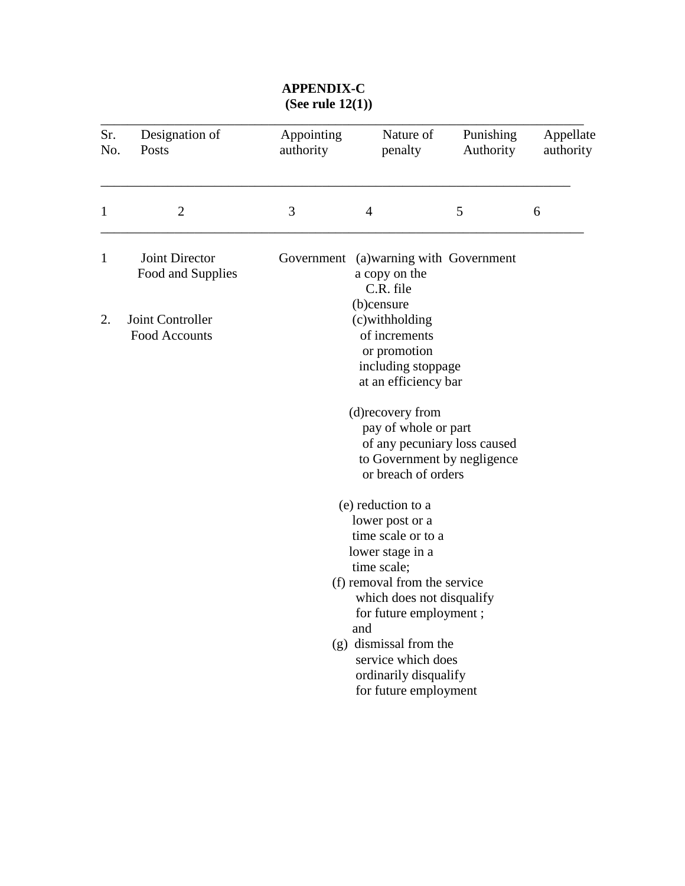**APPENDIX-C**
**(See rule 12(1))**

| Sr. No. | Designation of Posts | Appointing authority | Nature of penalty | Punishing Authority | Appellate authority |
|---|---|---|---|---|---|
| 1 | 2 | 3 | 4 | 5 | 6 |
| 1 | Joint Director Food and Supplies | Government | (a) warning with a copy on the C.R. file<br>(b) censure<br>(c) withholding of increments or promotion including stoppage at an efficiency bar<br>(d) recovery from pay of whole or part of any pecuniary loss caused to Government by negligence or breach of orders<br>(e) reduction to a lower post or a time scale or to a lower stage in a time scale;<br>(f) removal from the service which does not disqualify for future employment ; and<br>(g) dismissal from the service which does ordinarily disqualify for future employment | Government | |
| 2. | Joint Controller Food Accounts | | | | |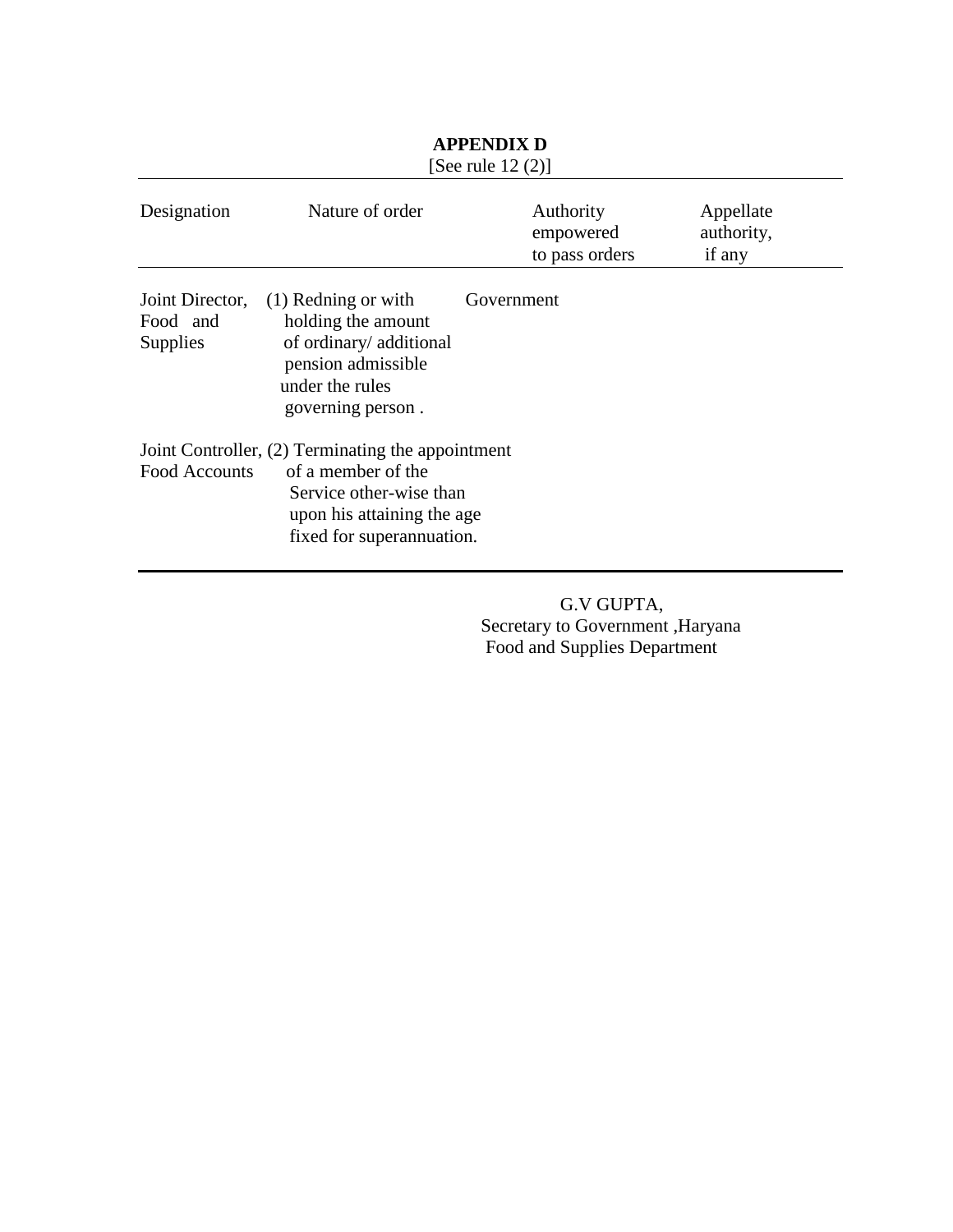**APPENDIX D**

[See rule 12 (2)]

| Designation | Nature of order | Authority empowered to pass orders | Appellate authority, if any |
|---|---|---|---|
| Joint Director, Food and Supplies | (1) Redning or with holding the amount of ordinary/ additional pension admissible under the rules governing person . | Government | |
| Joint Controller, Food Accounts | (2) Terminating the appointment of a member of the Service other-wise than upon his attaining the age fixed for superannuation. | | |

G.V GUPTA,
Secretary to Government ,Haryana
Food and Supplies Department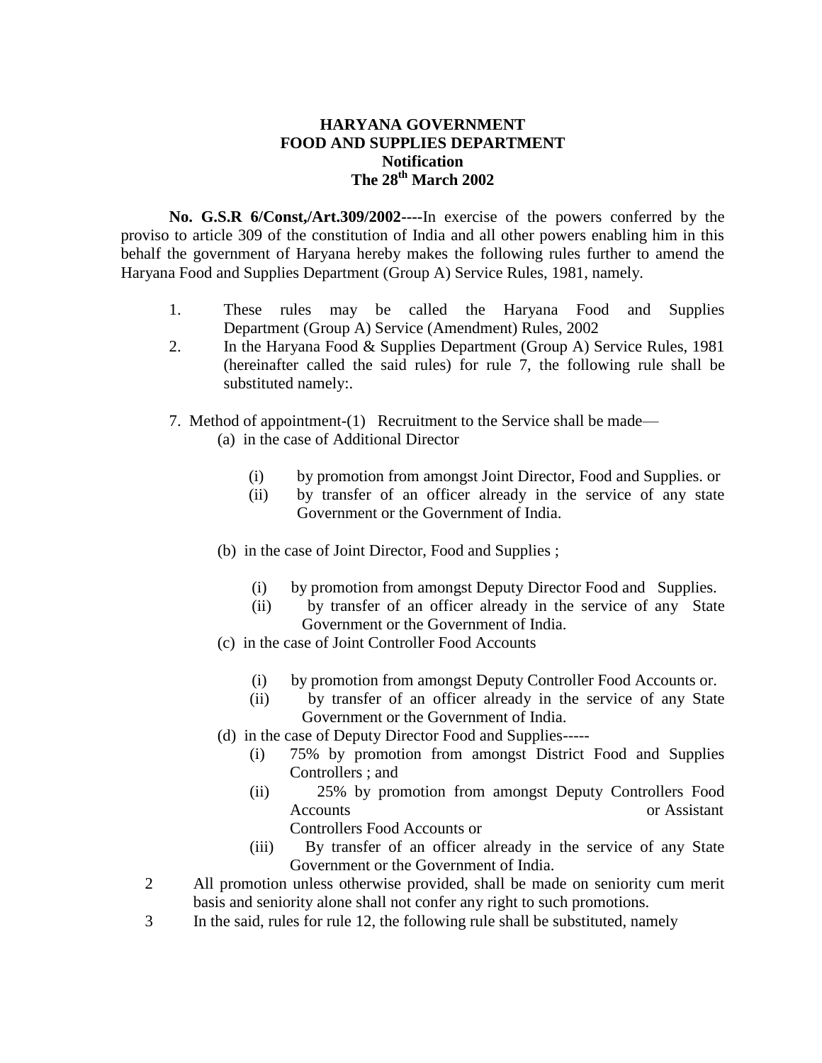**HARYANA GOVERNMENT**
**FOOD AND SUPPLIES DEPARTMENT**
**Notification**
**The 28th March 2002**

**No. G.S.R 6/Const,/Art.309/2002----**In exercise of the powers conferred by the proviso to article 309 of the constitution of India and all other powers enabling him in this behalf the government of Haryana hereby makes the following rules further to amend the Haryana Food and Supplies Department (Group A) Service Rules, 1981, namely.

1. These rules may be called the Haryana Food and Supplies Department (Group A) Service (Amendment) Rules, 2002
2. In the Haryana Food & Supplies Department (Group A) Service Rules, 1981 (hereinafter called the said rules) for rule 7, the following rule shall be substituted namely:.

7. Method of appointment-(1) Recruitment to the Service shall be made—

(a) in the case of Additional Director

(i) by promotion from amongst Joint Director, Food and Supplies. or
(ii) by transfer of an officer already in the service of any state Government or the Government of India.

(b) in the case of Joint Director, Food and Supplies ;

(i) by promotion from amongst Deputy Director Food and Supplies.
(ii) by transfer of an officer already in the service of any State Government or the Government of India.

(c) in the case of Joint Controller Food Accounts

(i) by promotion from amongst Deputy Controller Food Accounts or.
(ii) by transfer of an officer already in the service of any State Government or the Government of India.

(d) in the case of Deputy Director Food and Supplies-----

(i) 75% by promotion from amongst District Food and Supplies Controllers ; and
(ii) 25% by promotion from amongst Deputy Controllers Food Accounts or Assistant Controllers Food Accounts or
(iii) By transfer of an officer already in the service of any State Government or the Government of India.

2 All promotion unless otherwise provided, shall be made on seniority cum merit basis and seniority alone shall not confer any right to such promotions.

3 In the said, rules for rule 12, the following rule shall be substituted, namely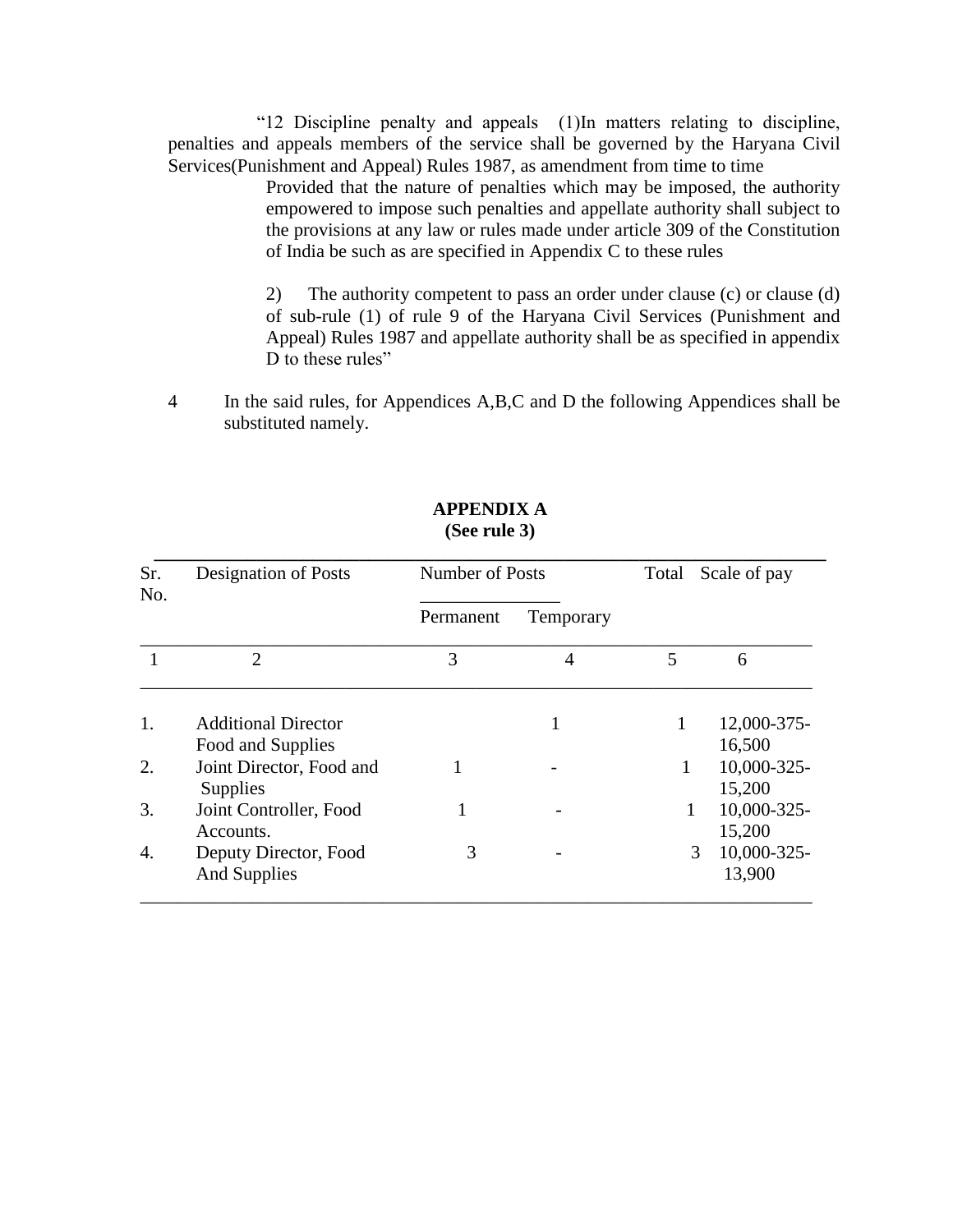"12 Discipline penalty and appeals (1)In matters relating to discipline, penalties and appeals members of the service shall be governed by the Haryana Civil Services(Punishment and Appeal) Rules 1987, as amendment from time to time

> Provided that the nature of penalties which may be imposed, the authority empowered to impose such penalties and appellate authority shall subject to the provisions at any law or rules made under article 309 of the Constitution of India be such as are specified in Appendix C to these rules
>
> 2) The authority competent to pass an order under clause (c) or clause (d) of sub-rule (1) of rule 9 of the Haryana Civil Services (Punishment and Appeal) Rules 1987 and appellate authority shall be as specified in appendix D to these rules"

4 In the said rules, for Appendices A,B,C and D the following Appendices shall be substituted namely.

**APPENDIX A**
**(See rule 3)**

| Sr. No. | Designation of Posts | Number of Posts | | Total | Scale of pay |
|---|---|---|---|---|---|
| | | Permanent | Temporary | | |
| 1 | 2 | 3 | 4 | 5 | 6 |
| 1. | Additional Director Food and Supplies | | 1 | 1 | 12,000-375-16,500 |
| 2. | Joint Director, Food and Supplies | 1 | - | 1 | 10,000-325-15,200 |
| 3. | Joint Controller, Food Accounts. | 1 | - | 1 | 10,000-325-15,200 |
| 4. | Deputy Director, Food And Supplies | 3 | - | 3 | 10,000-325-13,900 |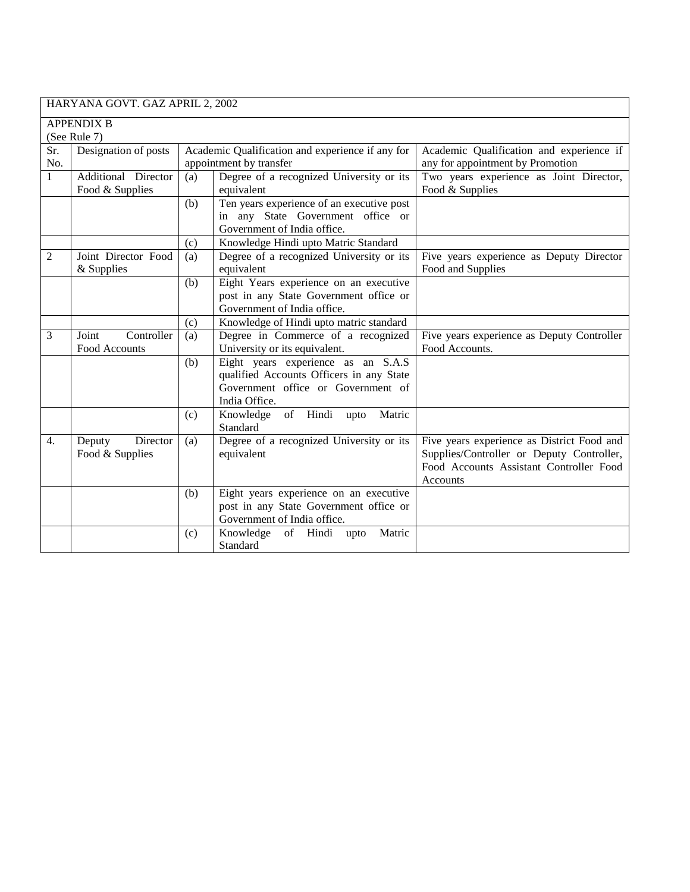HARYANA GOVT. GAZ APRIL 2, 2002

APPENDIX B
(See Rule 7)

| Sr. No. | Designation of posts | Academic Qualification and experience if any for appointment by transfer | | Academic Qualification and experience if any for appointment by Promotion |
|---|---|---|---|---|
| 1 | Additional Director Food & Supplies | (a) | Degree of a recognized University or its equivalent | Two years experience as Joint Director, Food & Supplies |
| | | (b) | Ten years experience of an executive post in any State Government office or Government of India office. | |
| | | (c) | Knowledge Hindi upto Matric Standard | |
| 2 | Joint Director Food & Supplies | (a) | Degree of a recognized University or its equivalent | Five years experience as Deputy Director Food and Supplies |
| | | (b) | Eight Years experience on an executive post in any State Government office or Government of India office. | |
| | | (c) | Knowledge of Hindi upto matric standard | |
| 3 | Joint Controller Food Accounts | (a) | Degree in Commerce of a recognized University or its equivalent. | Five years experience as Deputy Controller Food Accounts. |
| | | (b) | Eight years experience as an S.A.S qualified Accounts Officers in any State Government office or Government of India Office. | |
| | | (c) | Knowledge of Hindi upto Matric Standard | |
| 4. | Deputy Director Food & Supplies | (a) | Degree of a recognized University or its equivalent | Five years experience as District Food and Supplies/Controller or Deputy Controller, Food Accounts Assistant Controller Food Accounts |
| | | (b) | Eight years experience on an executive post in any State Government office or Government of India office. | |
| | | (c) | Knowledge of Hindi upto Matric Standard | |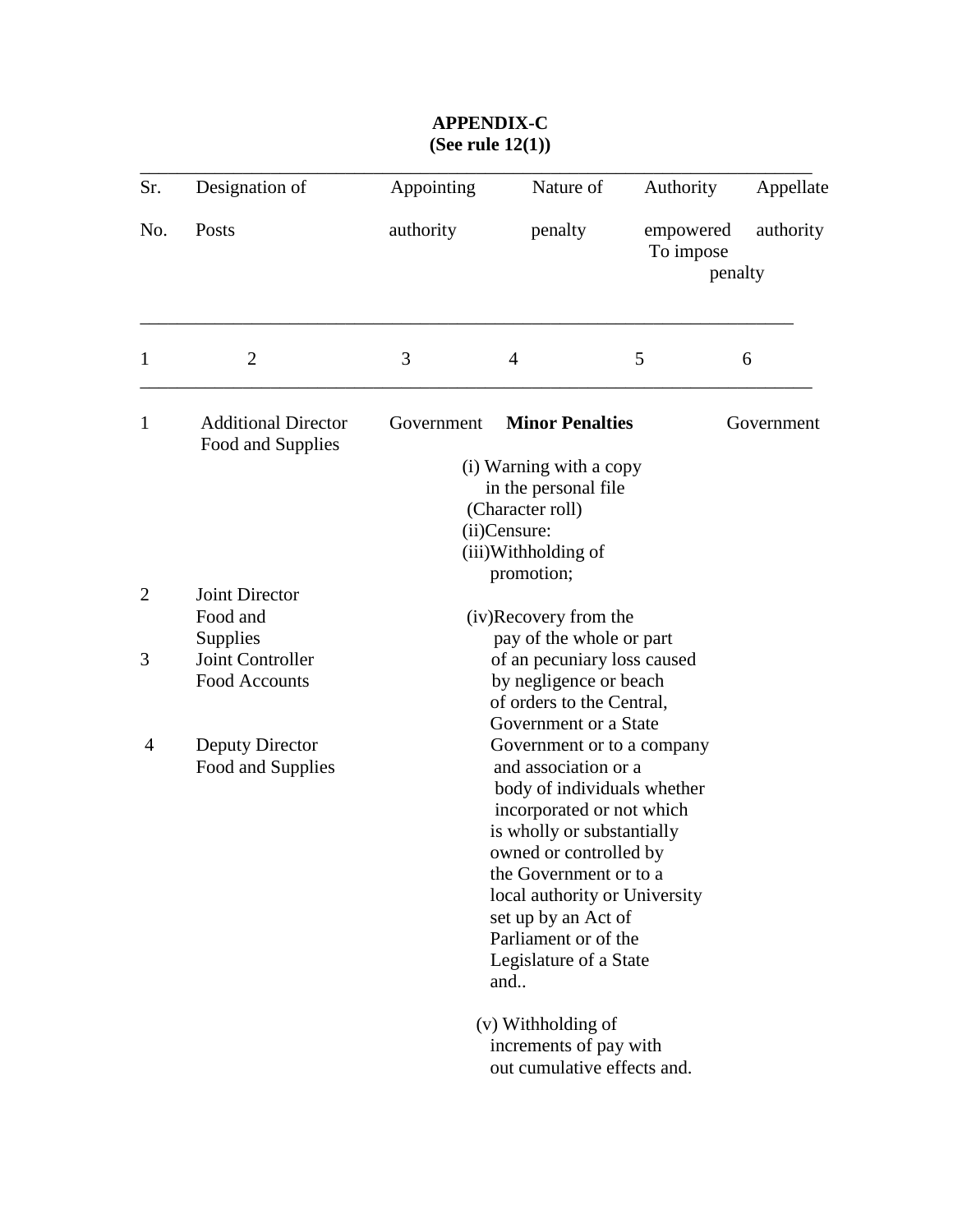**APPENDIX-C**
**(See rule 12(1))**

| Sr. No. | Designation of Posts | Appointing authority | Nature of penalty | Authority empowered To impose penalty | Appellate authority |
|---|---|---|---|---|---|
| 1 | 2 | 3 | 4 | 5 | 6 |
| 1 | Additional Director Food and Supplies | Government | **Minor Penalties** (i) Warning with a copy in the personal file (Character roll) (ii)Censure: (iii)Withholding of promotion; (iv)Recovery from the pay of the whole or part of an pecuniary loss caused by negligence or beach of orders to the Central, Government or a State Government or to a company and association or a body of individuals whether incorporated or not which is wholly or substantially owned or controlled by the Government or to a local authority or University set up by an Act of Parliament or of the Legislature of a State and.. (v) Withholding of increments of pay with out cumulative effects and. | | Government |
| 2 | Joint Director Food and Supplies | | | | |
| 3 | Joint Controller Food Accounts | | | | |
| 4 | Deputy Director Food and Supplies | | | | |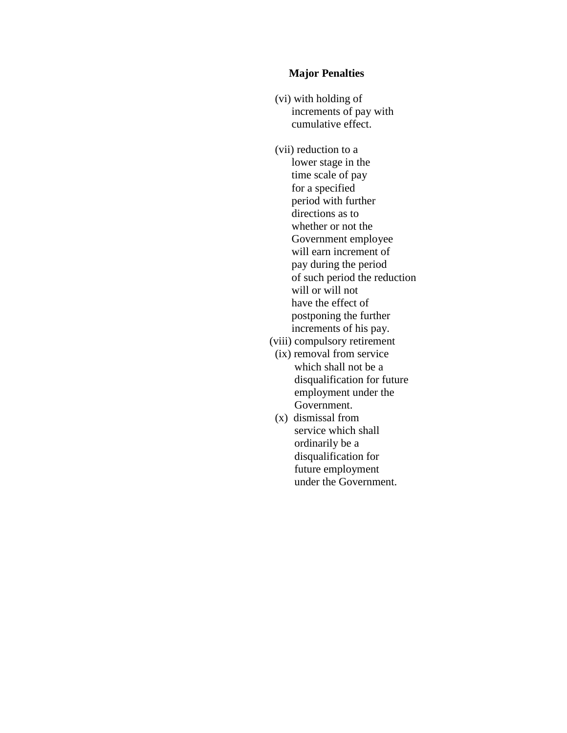**Major Penalties**

(vi) with holding of increments of pay with cumulative effect.

(vii) reduction to a lower stage in the time scale of pay for a specified period with further directions as to whether or not the Government employee will earn increment of pay during the period of such period the reduction will or will not have the effect of postponing the further increments of his pay.

(viii) compulsory retirement

(ix) removal from service which shall not be a disqualification for future employment under the Government.

(x) dismissal from service which shall ordinarily be a disqualification for future employment under the Government.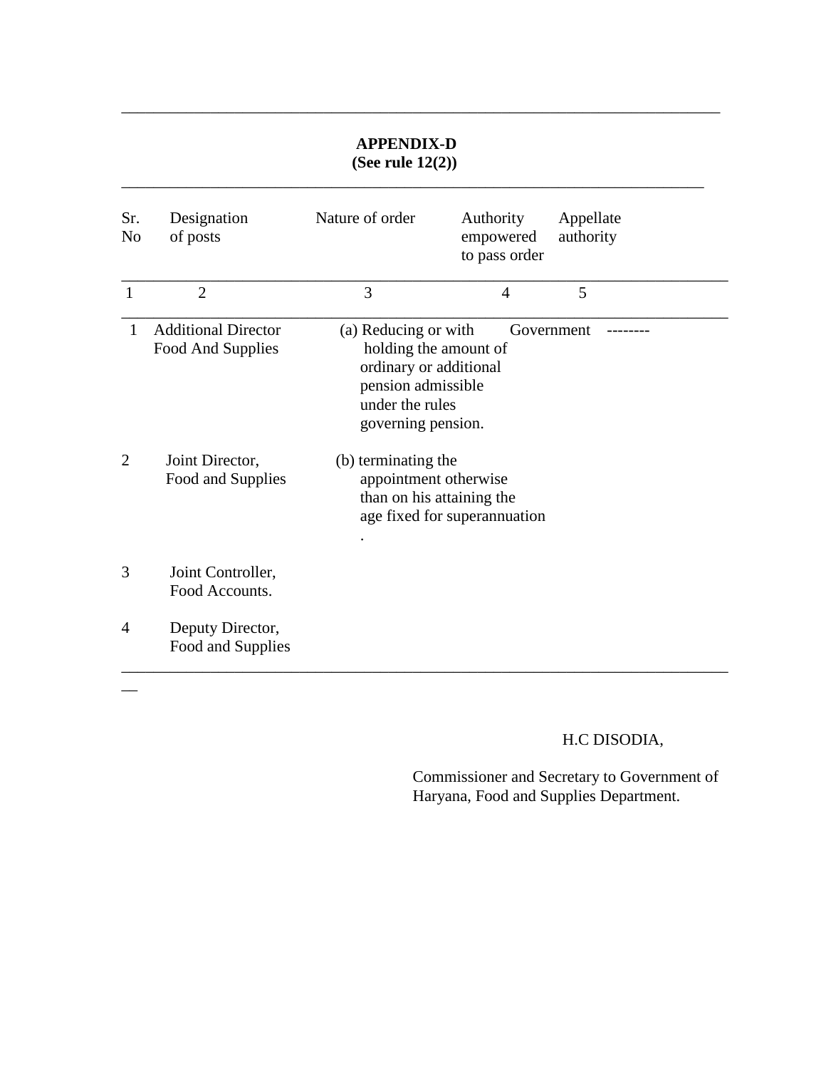**APPENDIX-D**
**(See rule 12(2))**

| Sr. No | Designation of posts | Nature of order | Authority empowered to pass order | Appellate authority |
|---|---|---|---|---|
| 1 | 2 | 3 | 4 | 5 |
| 1 | Additional Director Food And Supplies | (a) Reducing or with holding the amount of ordinary or additional pension admissible under the rules governing pension. | Government | -------- |
| 2 | Joint Director, Food and Supplies | (b) terminating the appointment otherwise than on his attaining the age fixed for superannuation . | | |
| 3 | Joint Controller, Food Accounts. | | | |
| 4 | Deputy Director, Food and Supplies | | | |

H.C DISODIA,

Commissioner and Secretary to Government of Haryana, Food and Supplies Department.